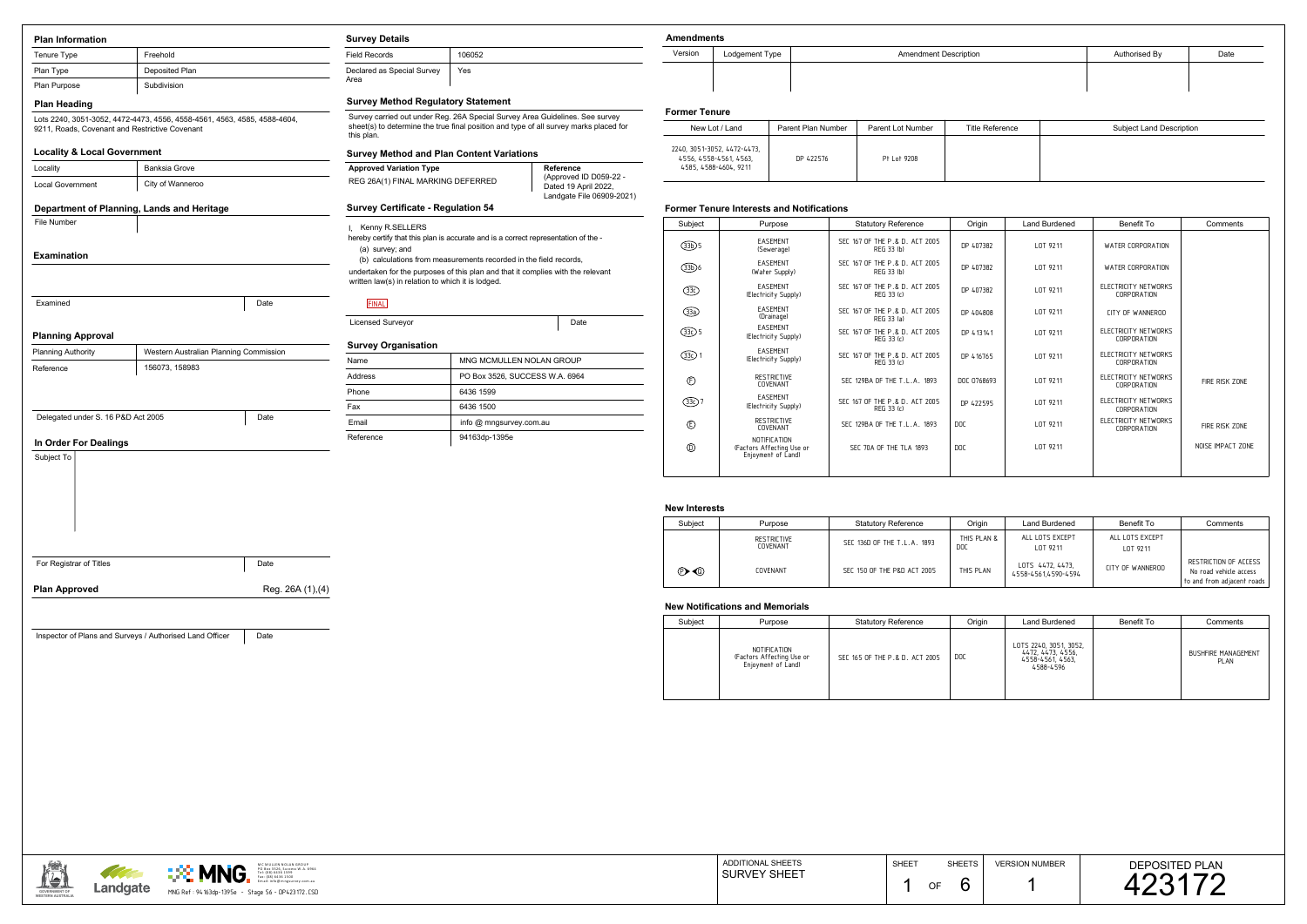## Plan Information

| Tenure Type | Freehold |
| --- | --- |
| Plan Type | Deposited Plan |
| Plan Purpose | Subdivision |

## Plan Heading

Lots 2240, 3051-3052, 4472-4473, 4556, 4558-4561, 4563, 4585, 4588-4604, 9211, Roads, Covenant and Restrictive Covenant

## Locality & Local Government

| Locality | Banksia Grove |
| --- | --- |
| Local Government | City of Wanneroo |

## Department of Planning, Lands and Heritage

| File Number | |
| --- | --- |

## Examination

| Examined | Date |
| --- | --- |

## Planning Approval

| Planning Authority | Western Australian Planning Commission |
| --- | --- |
| Reference | 156073, 158983 |

| Delegated under S. 16 P&D Act 2005 | Date |
| --- | --- |

## In Order For Dealings

| Subject To | |
| --- | --- |

| For Registrar of Titles | Date |
| --- | --- |

**Plan Approved** Reg. 26A (1),(4)

| Inspector of Plans and Surveys / Authorised Land Officer | Date |
| --- | --- |

## Survey Details

| Field Records | 106052 |
| --- | --- |
| Declared as Special Survey Area | Yes |

## Survey Method Regulatory Statement

Survey carried out under Reg. 26A Special Survey Area Guidelines. See survey sheet(s) to determine the true final position and type of all survey marks placed for this plan.

## Survey Method and Plan Content Variations

| Approved Variation Type | Reference |
| --- | --- |
| REG 26A(1) FINAL MARKING DEFERRED | (Approved ID D059-22 - Dated 19 April 2022, Landgate File 06909-2021) |

## Survey Certificate - Regulation 54

I, Kenny R.SELLERS

hereby certify that this plan is accurate and is a correct representation of the -

(a) survey; and

(b) calculations from measurements recorded in the field records,

undertaken for the purposes of this plan and that it complies with the relevant written law(s) in relation to which it is lodged.

FINAL

| Licensed Surveyor | Date |
| --- | --- |

## Survey Organisation

| Name | MNG MCMULLEN NOLAN GROUP |
| --- | --- |
| Address | PO Box 3526, SUCCESS W.A. 6964 |
| Phone | 6436 1599 |
| Fax | 6436 1500 |
| Email | info @ mngsurvey.com.au |
| Reference | 94163dp-1395e |

## Amendments

| Version | Lodgement Type | Amendment Description | Authorised By | Date |
| --- | --- | --- | --- | --- |
| | | | | |

## Former Tenure

| New Lot / Land | Parent Plan Number | Parent Lot Number | Title Reference | Subject Land Description |
| --- | --- | --- | --- | --- |
| 2240, 3051-3052, 4472-4473, 4556, 4558-4561, 4563, 4585, 4588-4604, 9211 | DP 422576 | Pt Lot 9208 | | |

## Former Tenure Interests and Notifications

| Subject | Purpose | Statutory Reference | Origin | Land Burdened | Benefit To | Comments |
| --- | --- | --- | --- | --- | --- | --- |
| (33b)5 | EASEMENT (Sewerage) | SEC 167 OF THE P.& D. ACT 2005 REG 33 (b) | DP 407382 | LOT 9211 | WATER CORPORATION | |
| (33b)6 | EASEMENT (Water Supply) | SEC 167 OF THE P.& D. ACT 2005 REG 33 (b) | DP 407382 | LOT 9211 | WATER CORPORATION | |
| (33c) | EASEMENT (Electricity Supply) | SEC 167 OF THE P.& D. ACT 2005 REG 33 (c) | DP 407382 | LOT 9211 | ELECTRICITY NETWORKS CORPORATION | |
| (33a) | EASEMENT (Drainage) | SEC 167 OF THE P.& D. ACT 2005 REG 33 (a) | DP 404808 | LOT 9211 | CITY OF WANNEROO | |
| (33c)5 | EASEMENT (Electricity Supply) | SEC 167 OF THE P.& D. ACT 2005 REG 33 (c) | DP 413141 | LOT 9211 | ELECTRICITY NETWORKS CORPORATION | |
| (33c)1 | EASEMENT (Electricity Supply) | SEC 167 OF THE P.& D. ACT 2005 REG 33 (c) | DP 416765 | LOT 9211 | ELECTRICITY NETWORKS CORPORATION | |
| (F) | RESTRICTIVE COVENANT | SEC 129BA OF THE T.L.A. 1893 | DOC O768693 | LOT 9211 | ELECTRICITY NETWORKS CORPORATION | FIRE RISK ZONE |
| (33c)7 | EASEMENT (Electricity Supply) | SEC 167 OF THE P.& D. ACT 2005 REG 33 (c) | DP 422595 | LOT 9211 | ELECTRICITY NETWORKS CORPORATION | |
| (E) | RESTRICTIVE COVENANT | SEC 129BA OF THE T.L.A. 1893 | DOC | LOT 9211 | ELECTRICITY NETWORKS CORPORATION | FIRE RISK ZONE |
| (D) | NOTIFICATION (Factors Affecting Use or Enjoyment of Land) | SEC 70A OF THE TLA 1893 | DOC | LOT 9211 | | NOISE IMPACT ZONE |

## New Interests

| Subject | Purpose | Statutory Reference | Origin | Land Burdened | Benefit To | Comments |
| --- | --- | --- | --- | --- | --- | --- |
| | RESTRICTIVE COVENANT | SEC 136D OF THE T.L.A. 1893 | THIS PLAN & DOC | ALL LOTS EXCEPT LOT 9211 | ALL LOTS EXCEPT LOT 9211 | |
| (P)◄(Q) | COVENANT | SEC 150 OF THE P&D ACT 2005 | THIS PLAN | LOTS 4472, 4473, 4558-4561,4590-4594 | CITY OF WANNEROO | RESTRICTION OF ACCESS No road vehicle access to and from adjacent roads |

## New Notifications and Memorials

| Subject | Purpose | Statutory Reference | Origin | Land Burdened | Benefit To | Comments |
| --- | --- | --- | --- | --- | --- | --- |
| | NOTIFICATION (Factors Affecting Use or Enjoyment of Land) | SEC 165 OF THE P.& D. ACT 2005 | DOC | LOTS 2240, 3051, 3052, 4472, 4473, 4556, 4558-4561, 4563, 4588-4596 | | BUSHFIRE MANAGEMENT PLAN |

MCMULLEN NOLAN GROUP, PO Box 3526, Success W.A. 6964, Tel: (08) 6436 1599, Fax: (08) 6436 1500, Email: info@mngsurvey.com.au

MNG Ref : 94163dp-1395e - Stage 56 - DP423172.CSD

| ADDITIONAL SHEETS | SHEET | SHEETS | VERSION NUMBER | DEPOSITED PLAN |
| --- | --- | --- | --- | --- |
| SURVEY SHEET | 1 OF | 6 | 1 | 423172 |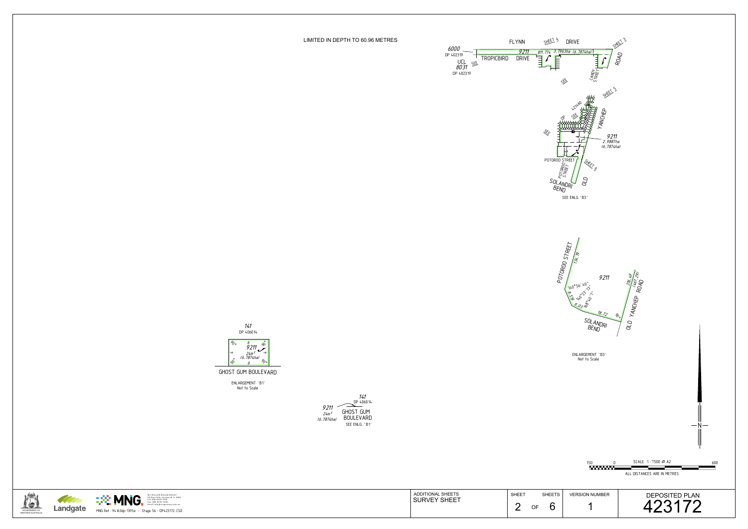LIMITED IN DEPTH TO 60.96 METRES

FLYNN DRIVE
SHEET 4
SHEET 3
ROAD

6000
DP 402319

UCL
8031
DP 402319
SEE

TROPICBIRD DRIVE

9211
811.774 3.7963ha (6.7874ha)

CANDY STREET

SEE
SHEET 5

DP 421440
SEE

YANCHEP

9211
2.9887ha
(6.7874ha)

POTOROO STREET
POTOROO STREET

SHEET 6

SOLANDRI BEND
OLD

SEE ENLG 'B3'

POTOROO STREET
134.79

9211

140°56'40"
144°23'13"
8.79
6.03
168°40'7"
18.72
90°

316.49
(467.29)

OLD YANCHEP ROAD

SOLANDRI BEND

ENLARGEMENT 'B3'
Not to Scale

141
DP 406014

6
90°
90°
4
4
9211
$24m^2$
(6.7874ha)
90°
90°
6

GHOST GUM BOULEVARD

ENLARGEMENT 'B1'
Not to Scale

141
DP 406014

9211
$24m^2$
(6.7874ha)

GHOST GUM BOULEVARD
SEE ENLG. 'B1'

N

150 0 SCALE 1 : 7500 @ A2 600
ALL DISTANCES ARE IN METRES

GOVERNMENT OF WESTERN AUSTRALIA
Landgate
MNG
MCMULLEN NOLAN GROUP
PO Box 5520, Canning Vale WA 6955
Tel: (08) 6436 1599
Fax: (08) 6436 1500
Email: info@mngsurvey.com.au

MNG Ref : 94163dp-1395e - Stage S6 - DP423172.CSD

| ADDITIONAL SHEETS | SHEET | SHEETS | VERSION NUMBER | DEPOSITED PLAN |
|---|---|---|---|---|
| SURVEY SHEET | 2 | OF 6 | 1 | 423172 |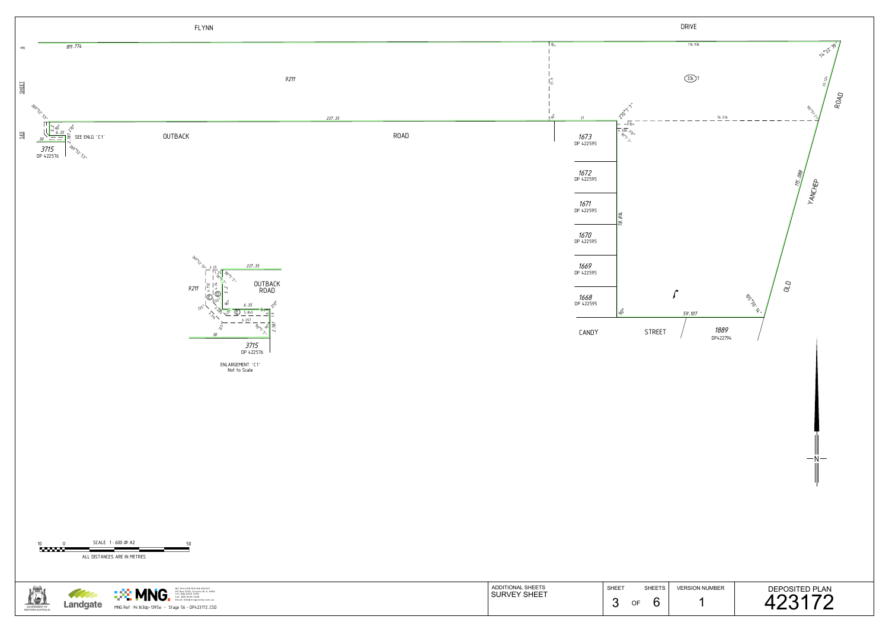FLYNN DRIVE

811.774

SEE SHEET 4

9211

227.35

OUTBACK ROAD

SEE ENLG 'C1'

3715
DP 422576

269°52'53"

5.2

6.35

2.787

30

31.9

21

116.936

74°22'39"

(33c)

76.516

53.126

105°51'1"

ROAD

YANCHEP

115.088

OLD

1673
DP 422595

1672
DP 422595

1671
DP 422595

1670
DP 422595

1669
DP 422595

1668
DP 422595

78.814

59.107

105°50'14"

CANDY STREET

1889
DP422794

227.35

9211

OUTBACK ROAD

3715
DP 422576

ENLARGEMENT 'C1'
Not to Scale

SCALE 1:600 @ A2

ALL DISTANCES ARE IN METRES

MCMULLEN NOLAN GROUP
PO Box 5526, Canning Vale W.A. 6965
Tel: (08) 9436 1599
Fax: (08) 9436 1500
Email: info@mngsurvey.com.au

MNG Ref : 94163dp-1395e - Stage 56 - DP423172.CSD

| ADDITIONAL SHEETS | SHEET | SHEETS | VERSION NUMBER | DEPOSITED PLAN |
| --- | --- | --- | --- | --- |
| SURVEY SHEET | 3 OF | 6 | 1 | 423172 |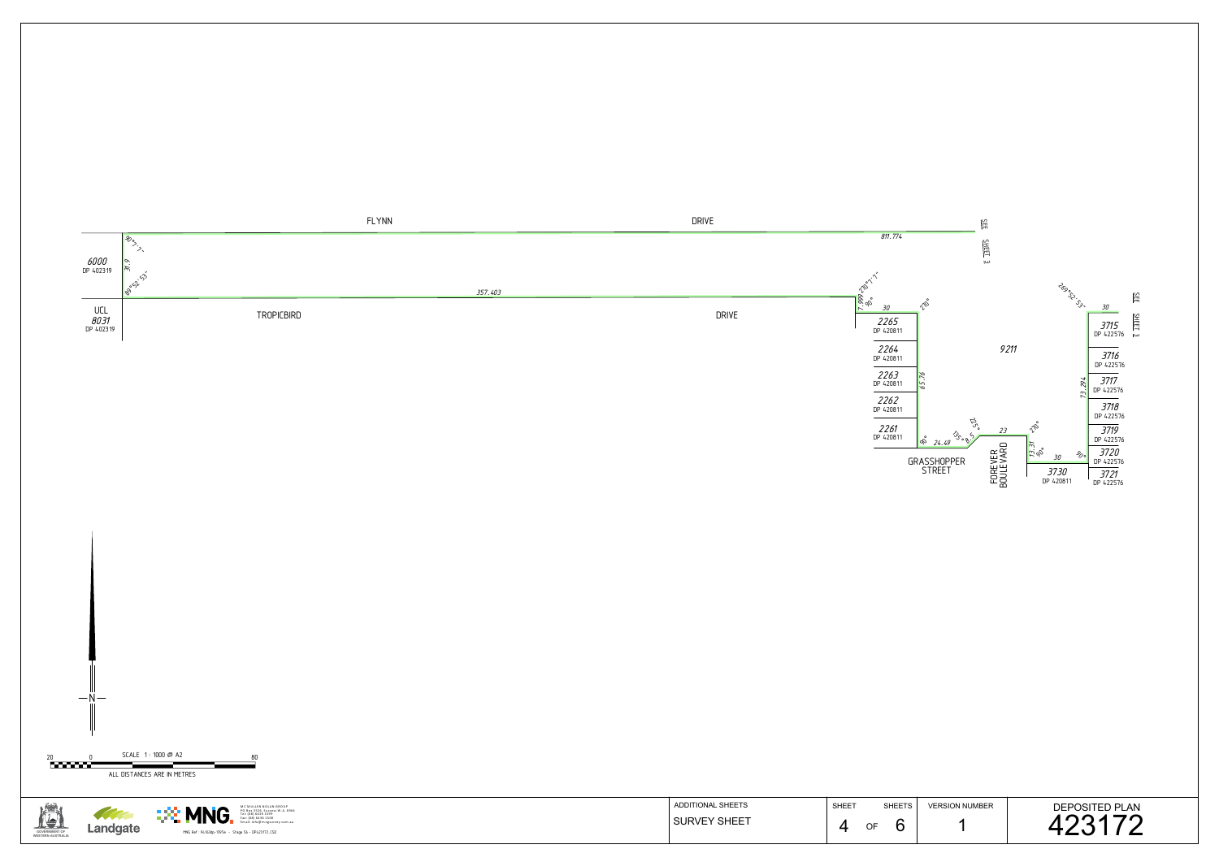FLYNN DRIVE

811.774

SEE SHEET 3

6000
DP 402319

90°1'1"

31.9

89°52'53"

357.403

UCL
8031
DP 402319

TROPICBIRD DRIVE

270°1'1"

7.999

90°

30

270°

2265
DP 420811

2264
DP 420811

2263
DP 420811

2262
DP 420811

2261
DP 420811

65.76

9211

225°

135°

8.5

90°

24.49

23

270°

GRASSHOPPER STREET

FOREVER BOULEVARD

13.31

90°

30

90°

3730
DP 420811

269°52'53"

30

SEE SHEET 1

3715
DP 422576

3716
DP 422576

3717
DP 422576

73.294

3718
DP 422576

3719
DP 422576

3720
DP 422576

3721
DP 422576

N

SCALE 1 : 1000 @ A2

20 0 80

ALL DISTANCES ARE IN METRES

Landgate

MNG

MCMULLEN NOLAN GROUP
PO Box 5526, Canning Vale W.A. 6964
Tel: (08) 6436 1599
Fax: (08) 6436 1500
Email: info@mngsurvey.com.au

MNG Ref: 14563dp-1595a - Stage 5A - DP423172.CSD

| ADDITIONAL SHEETS | SHEET | SHEETS | VERSION NUMBER | DEPOSITED PLAN |
|---|---|---|---|---|
| SURVEY SHEET | 4 | OF 6 | 1 | 423172 |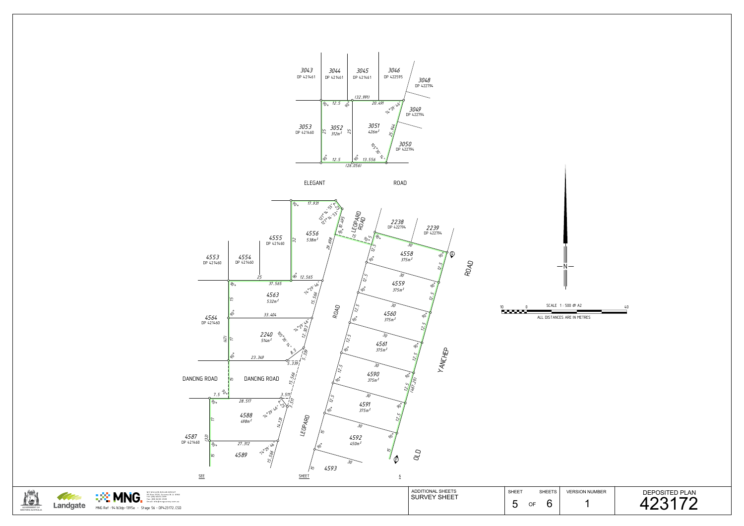3043
DP 421461

3044
DP 421461

3045
DP 421461

3046
DP 422595

3048
DP 422794

3049
DP 422794

3050
DP 422794

3053
DP 421460

3052
312m²

3051
426m²

(32.991)

12.5

20.491

74°29'46"

25

25

25.944

105°30'14"

12.5

13.556

(26.056)

ELEGANT ROAD

17.931

127°14'53"

10.495

LEOPARD ROAD

2238
DP 422794

2239
DP 422794

4555
DP 421460

4556
538m²

29.698

4553
DP 421460

4554
DP 421460

4558
375m²

4559
375m²

4560
375m²

4561
375m²

4590
375m²

4591
375m²

4592
450m²

4593

4563
532m²

37.565

12.565

15.566

33.404

4564
DP 421460

2240
514m²

(41)

23.349

5.339

DANCING ROAD

DANCING ROAD

7.5

28.517

3.511

4588
498m²

14.131

4587
DP 421460

(32)

27.312

4589

15.566

LEOPARD ROAD

OLD YANCHEP ROAD

(461.29)

SEE SHEET 6

SCALE 1 : 500 @ A2

ALL DISTANCES ARE IN METRES

MC MULLEN NOLAN GROUP

MNG Ref : 94163dp-1395e - Stage S6 - DP423172.CSD

| ADDITIONAL SHEETS | SHEET | SHEETS | VERSION NUMBER | DEPOSITED PLAN |
|---|---|---|---|---|
| SURVEY SHEET | 5 | OF 6 | 1 | 423172 |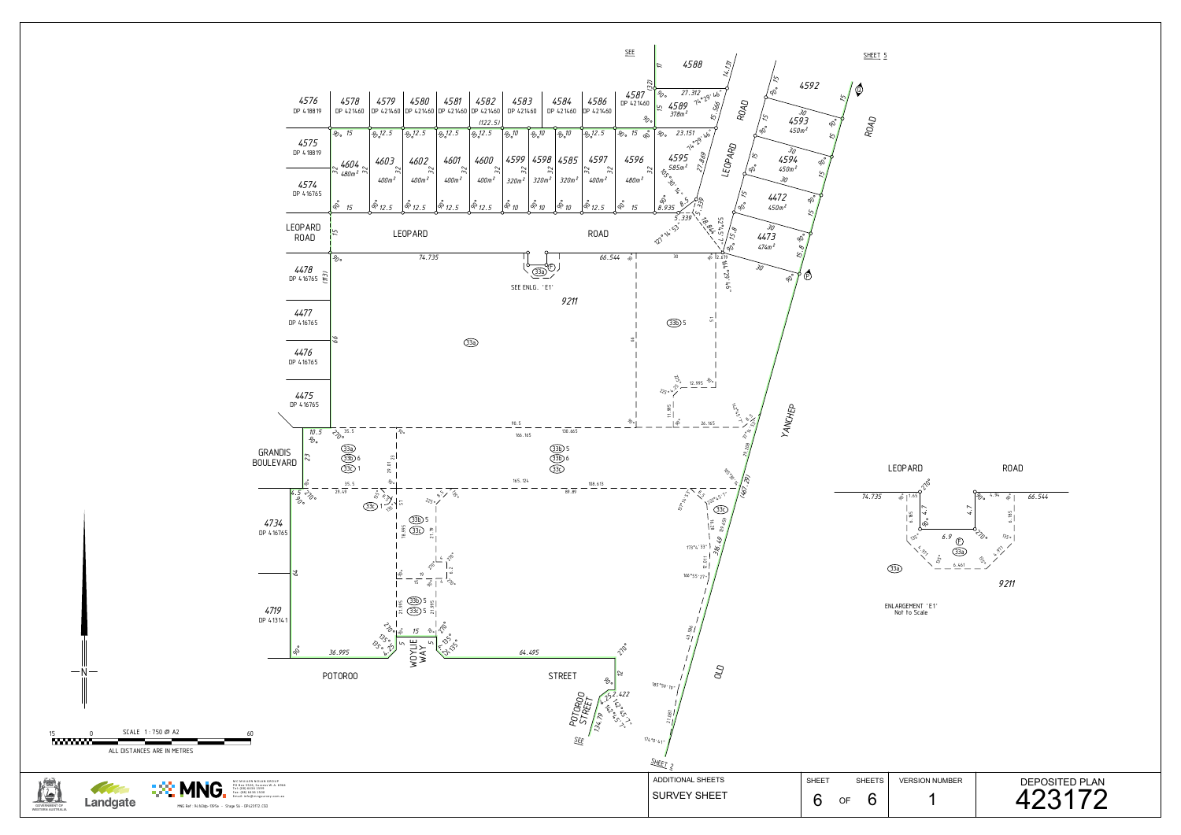SEE

SHEET 5

4588

4592

4593
450m²

4594
450m²

4472
450m²

4473
474m²

4587
DP 421460

4589
378m²

4595
585m²

4576
DP 418819

4578
DP 421460

4579
DP 421460

4580
DP 421460

4581
DP 421460

4582
DP 421460

4583
DP 421460

4584
DP 421460

4586
DP 421460

4575
DP 418819

4574
DP 416765

4604
480m²

4603
400m²

4602
400m²

4601
400m²

4600
400m²

4599
320m²

4598
320m²

4585
320m²

4597
400m²

4596
480m²

LEOPARD ROAD

LEOPARD ROAD

LEOPARD ROAD

SEE ENLG. 'E1'

9211

4478
DP 416765

4477
DP 416765

4476
DP 416765

4475
DP 416765

GRANDIS BOULEVARD

YANCHEP

OLD

4734
DP 416765

4719
DP 413141

POTOROO STREET

WOYLIE WAY

POTOROO STREET

SEE

SHEET 2

LEOPARD ROAD

ENLARGEMENT 'E1'
Not to Scale

SCALE 1:750 @ A2

ALL DISTANCES ARE IN METRES

MCMULLEN NOLAN GROUP
PO Box 5526, Canning Vale W.A. 6155
Tel: (08) 6436 1599
Fax: (08) 6436 1500
Email: info@mngsurvey.com.au

MNG Ref: 14163dp-095a - Stage 5A - DP423172.CSD

| ADDITIONAL SHEETS | SHEET | SHEETS | VERSION NUMBER | DEPOSITED PLAN |
|---|---|---|---|---|
| SURVEY SHEET | 6 | OF 6 | 1 | 423172 |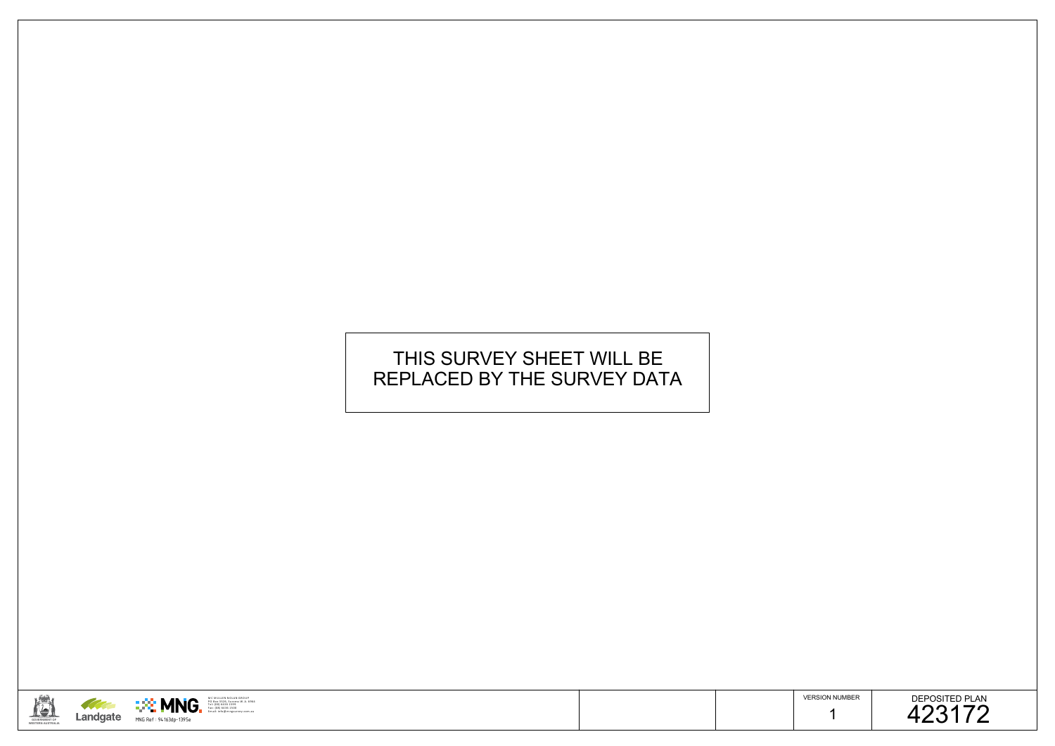THIS SURVEY SHEET WILL BE
REPLACED BY THE SURVEY DATA

GOVERNMENT OF WESTERN AUSTRALIA

Landgate

MNG

MC MULLEN NOLAN GROUP
PO Box 5526, Canning Vale South W.A. 6155
Tel: (08) 9436 1599
Fax: (08) 9436 1500
Email: info@mngsurvey.com.au

MNG Ref : 94163dp-1395e

| VERSION NUMBER | DEPOSITED PLAN |
| --- | --- |
| 1 | 423172 |